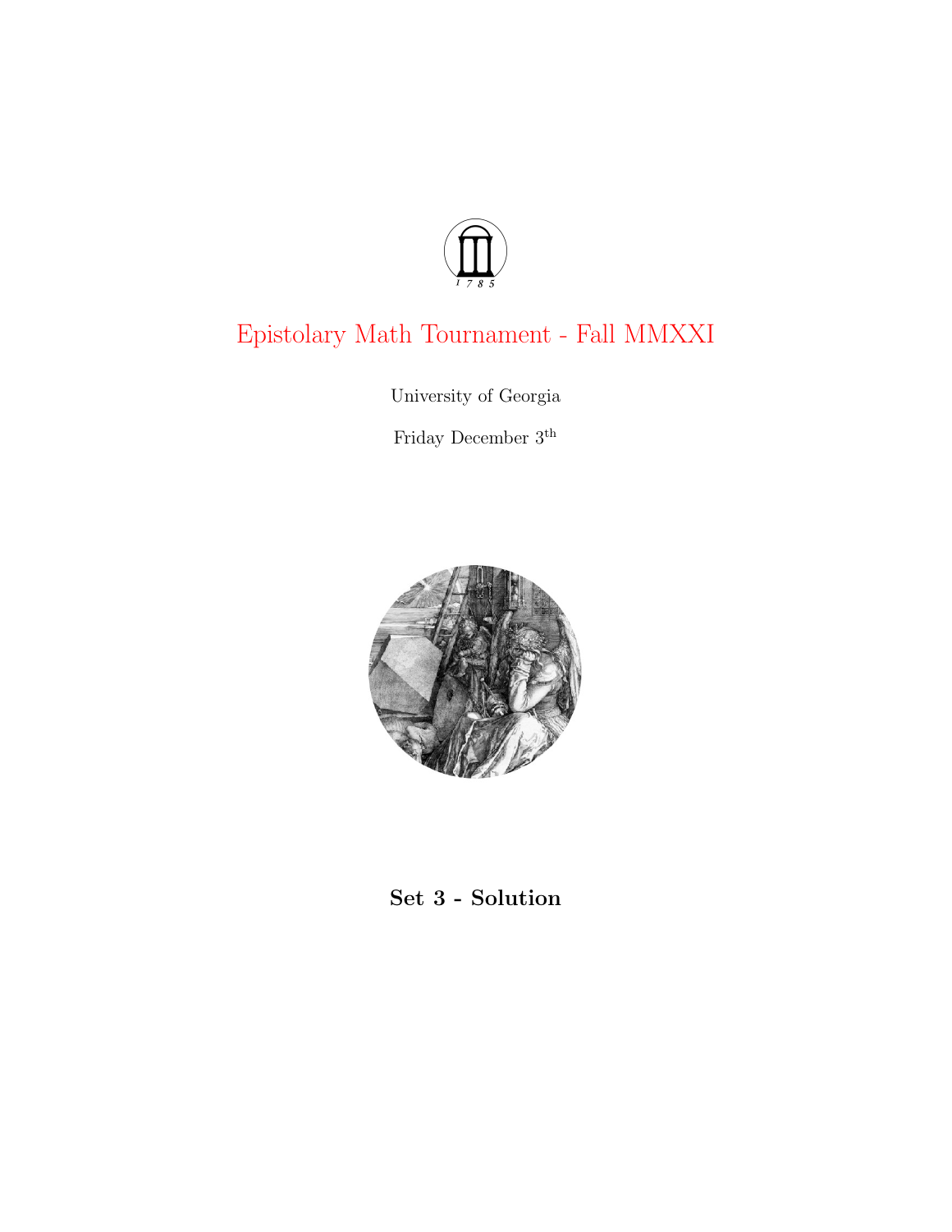# Epistolary Math Tournament - Fall MMXXI

University of Georgia

Friday December 3th

## Set 3 - Solution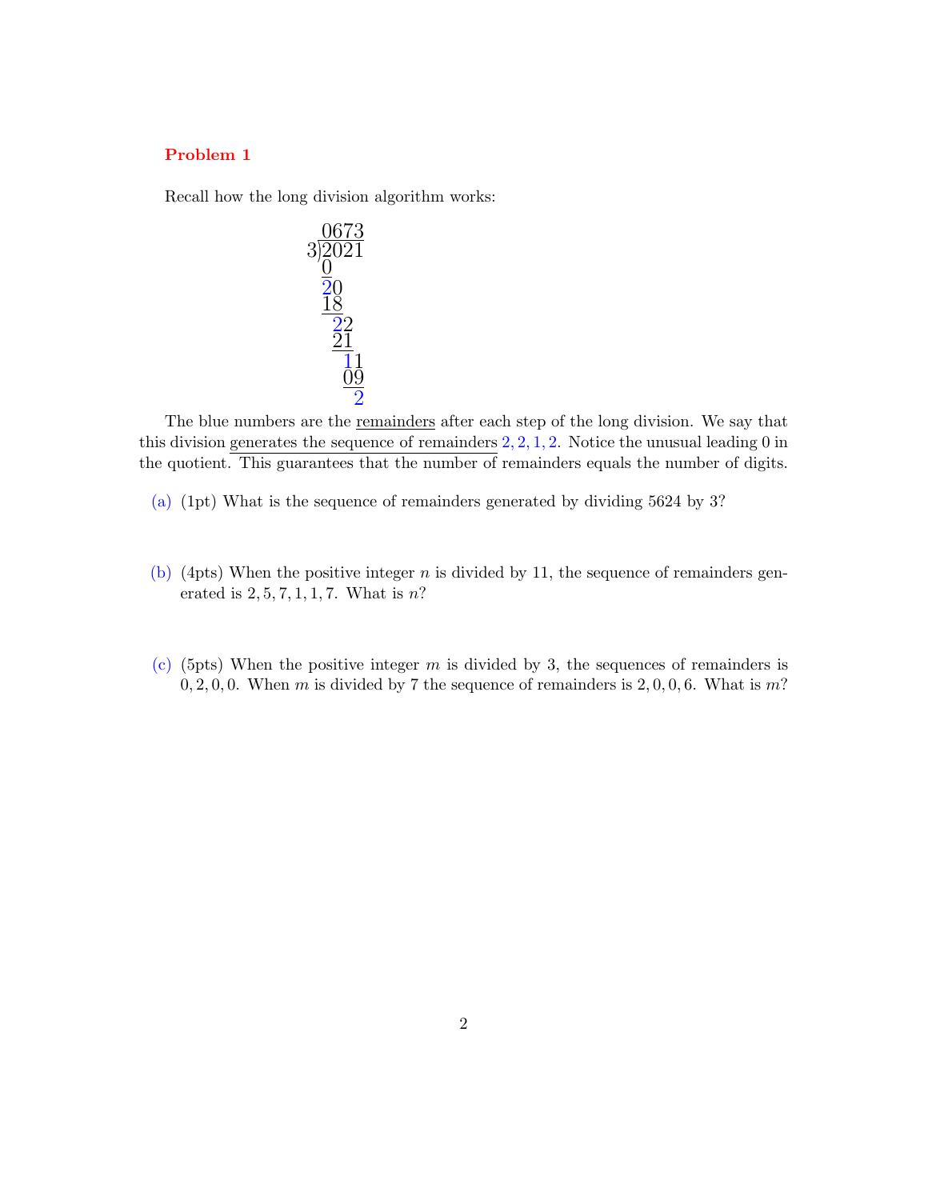**Problem 1**

Recall how the long division algorithm works:

```
   0673
3)2021
  0
  20
  18
   22
   21
    11
    09
     2
```

The blue numbers are the remainders after each step of the long division. We say that this division generates the sequence of remainders 2, 2, 1, 2. Notice the unusual leading 0 in the quotient. This guarantees that the number of remainders equals the number of digits.

(a) (1pt) What is the sequence of remainders generated by dividing 5624 by 3?

(b) (4pts) When the positive integer $n$ is divided by 11, the sequence of remainders generated is 2, 5, 7, 1, 1, 7. What is $n$?

(c) (5pts) When the positive integer $m$ is divided by 3, the sequences of remainders is 0, 2, 0, 0. When $m$ is divided by 7 the sequence of remainders is 2, 0, 0, 6. What is $m$?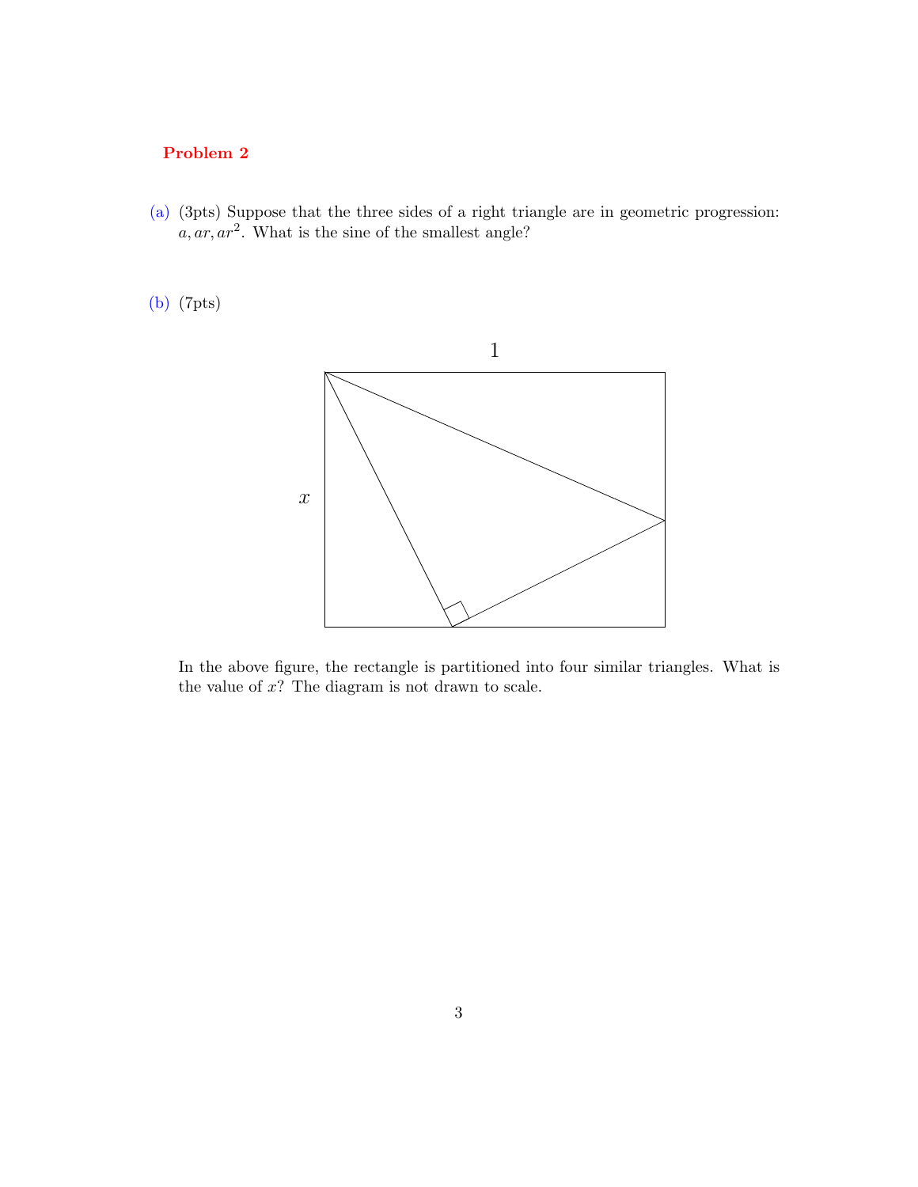**Problem 2**

(a) (3pts) Suppose that the three sides of a right triangle are in geometric progression: $a, ar, ar^2$. What is the sine of the smallest angle?

(b) (7pts)

In the above figure, the rectangle is partitioned into four similar triangles. What is the value of $x$? The diagram is not drawn to scale.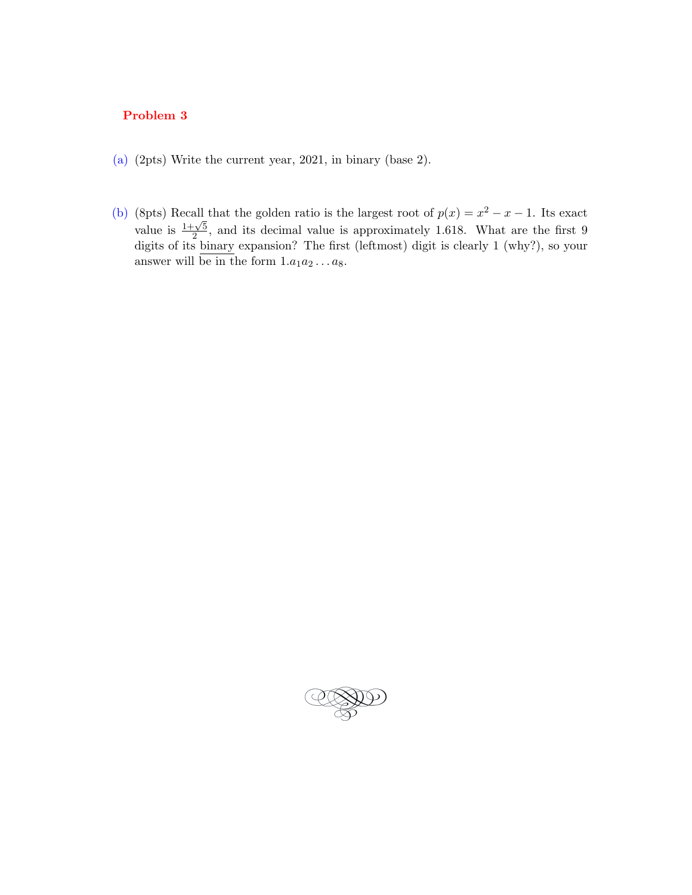## Problem 3

(a) (2pts) Write the current year, 2021, in binary (base 2).

(b) (8pts) Recall that the golden ratio is the largest root of $p(x) = x^2 - x - 1$. Its exact value is $\frac{1+\sqrt{5}}{2}$, and its decimal value is approximately 1.618. What are the first 9 digits of its binary expansion? The first (leftmost) digit is clearly 1 (why?), so your answer will be in the form $1.a_1a_2 \ldots a_8$.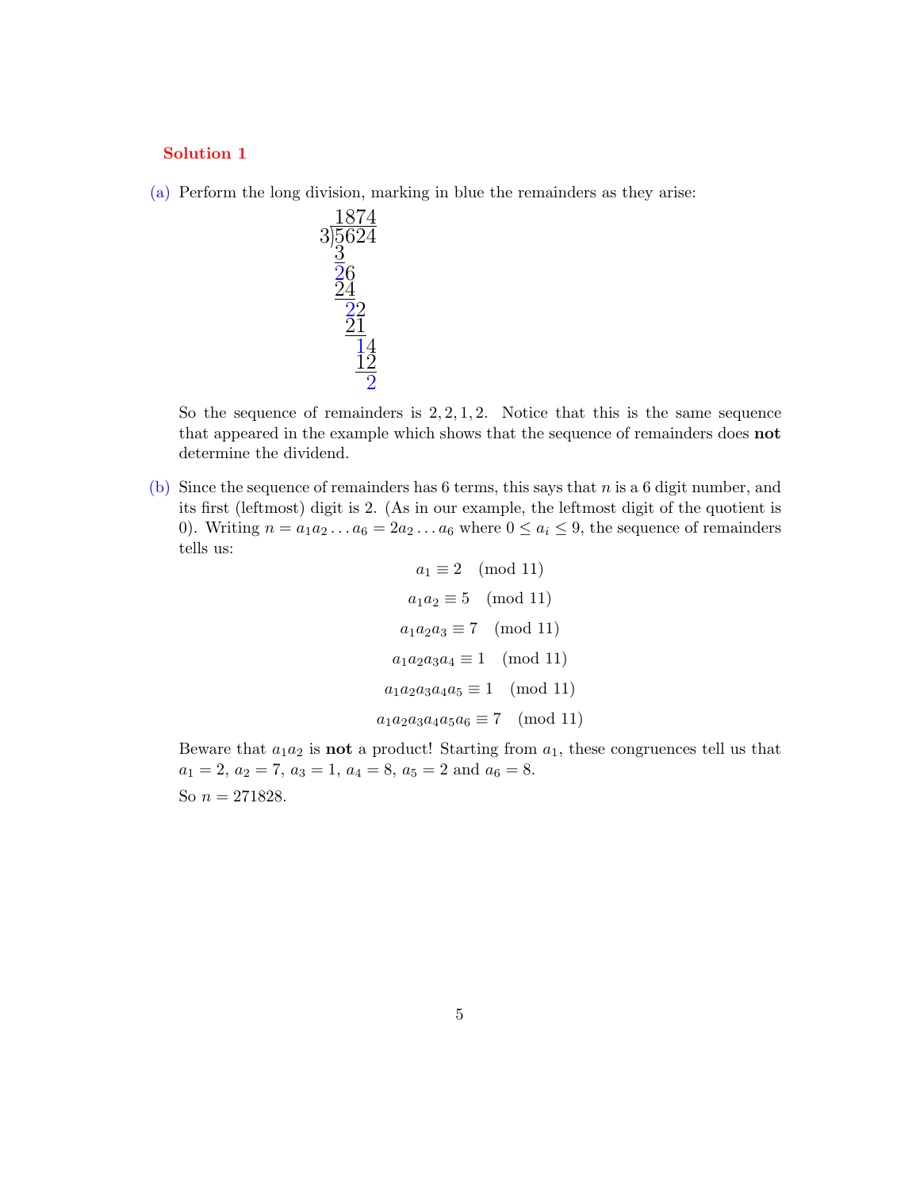**Solution 1**

(a) Perform the long division, marking in blue the remainders as they arise:

```
   1874
3)5624
  3
  26
  24
   22
   21
    14
    12
     2
```

So the sequence of remainders is $2, 2, 1, 2$. Notice that this is the same sequence that appeared in the example which shows that the sequence of remainders does **not** determine the dividend.

(b) Since the sequence of remainders has 6 terms, this says that $n$ is a 6 digit number, and its first (leftmost) digit is 2. (As in our example, the leftmost digit of the quotient is 0). Writing $n = a_1a_2 \ldots a_6 = 2a_2 \ldots a_6$ where $0 \leq a_i \leq 9$, the sequence of remainders tells us:

$$a_1 \equiv 2 \pmod{11}$$

$$a_1a_2 \equiv 5 \pmod{11}$$

$$a_1a_2a_3 \equiv 7 \pmod{11}$$

$$a_1a_2a_3a_4 \equiv 1 \pmod{11}$$

$$a_1a_2a_3a_4a_5 \equiv 1 \pmod{11}$$

$$a_1a_2a_3a_4a_5a_6 \equiv 7 \pmod{11}$$

Beware that $a_1a_2$ is **not** a product! Starting from $a_1$, these congruences tell us that $a_1 = 2$, $a_2 = 7$, $a_3 = 1$, $a_4 = 8$, $a_5 = 2$ and $a_6 = 8$.

So $n = 271828$.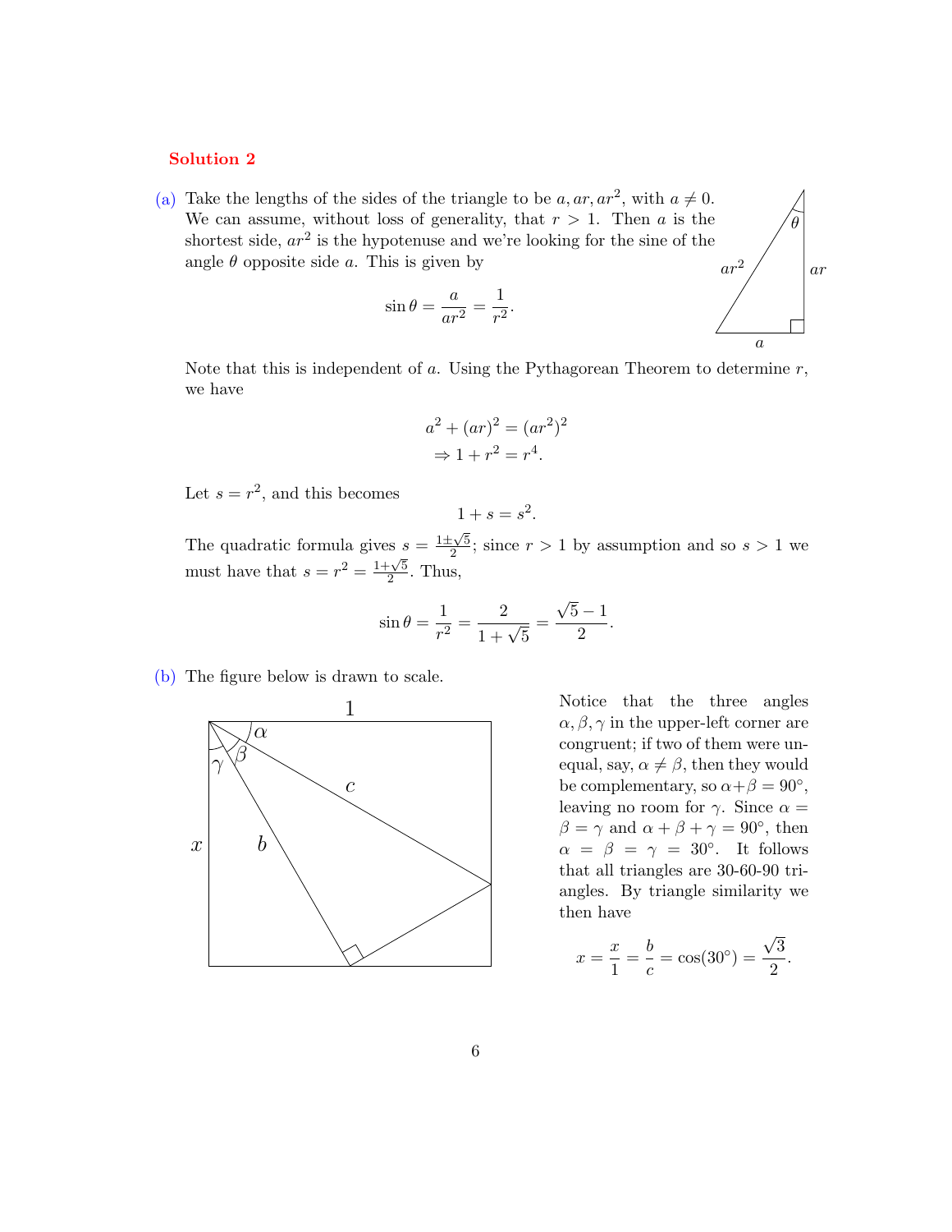**Solution 2**

(a) Take the lengths of the sides of the triangle to be $a, ar, ar^2$, with $a \neq 0$. We can assume, without loss of generality, that $r > 1$. Then $a$ is the shortest side, $ar^2$ is the hypotenuse and we're looking for the sine of the angle $\theta$ opposite side $a$. This is given by

$$\sin\theta = \frac{a}{ar^2} = \frac{1}{r^2}.$$

Note that this is independent of $a$. Using the Pythagorean Theorem to determine $r$, we have

$$a^2 + (ar)^2 = (ar^2)^2$$
$$\Rightarrow 1 + r^2 = r^4.$$

Let $s = r^2$, and this becomes

$$1 + s = s^2.$$

The quadratic formula gives $s = \frac{1 \pm \sqrt{5}}{2}$; since $r > 1$ by assumption and so $s > 1$ we must have that $s = r^2 = \frac{1+\sqrt{5}}{2}$. Thus,

$$\sin\theta = \frac{1}{r^2} = \frac{2}{1+\sqrt{5}} = \frac{\sqrt{5}-1}{2}.$$

(b) The figure below is drawn to scale.

Notice that the three angles $\alpha, \beta, \gamma$ in the upper-left corner are congruent; if two of them were unequal, say, $\alpha \neq \beta$, then they would be complementary, so $\alpha + \beta = 90°$, leaving no room for $\gamma$. Since $\alpha = \beta = \gamma$ and $\alpha + \beta + \gamma = 90°$, then $\alpha = \beta = \gamma = 30°$. It follows that all triangles are 30-60-90 triangles. By triangle similarity we then have

$$x = \frac{x}{1} = \frac{b}{c} = \cos(30°) = \frac{\sqrt{3}}{2}.$$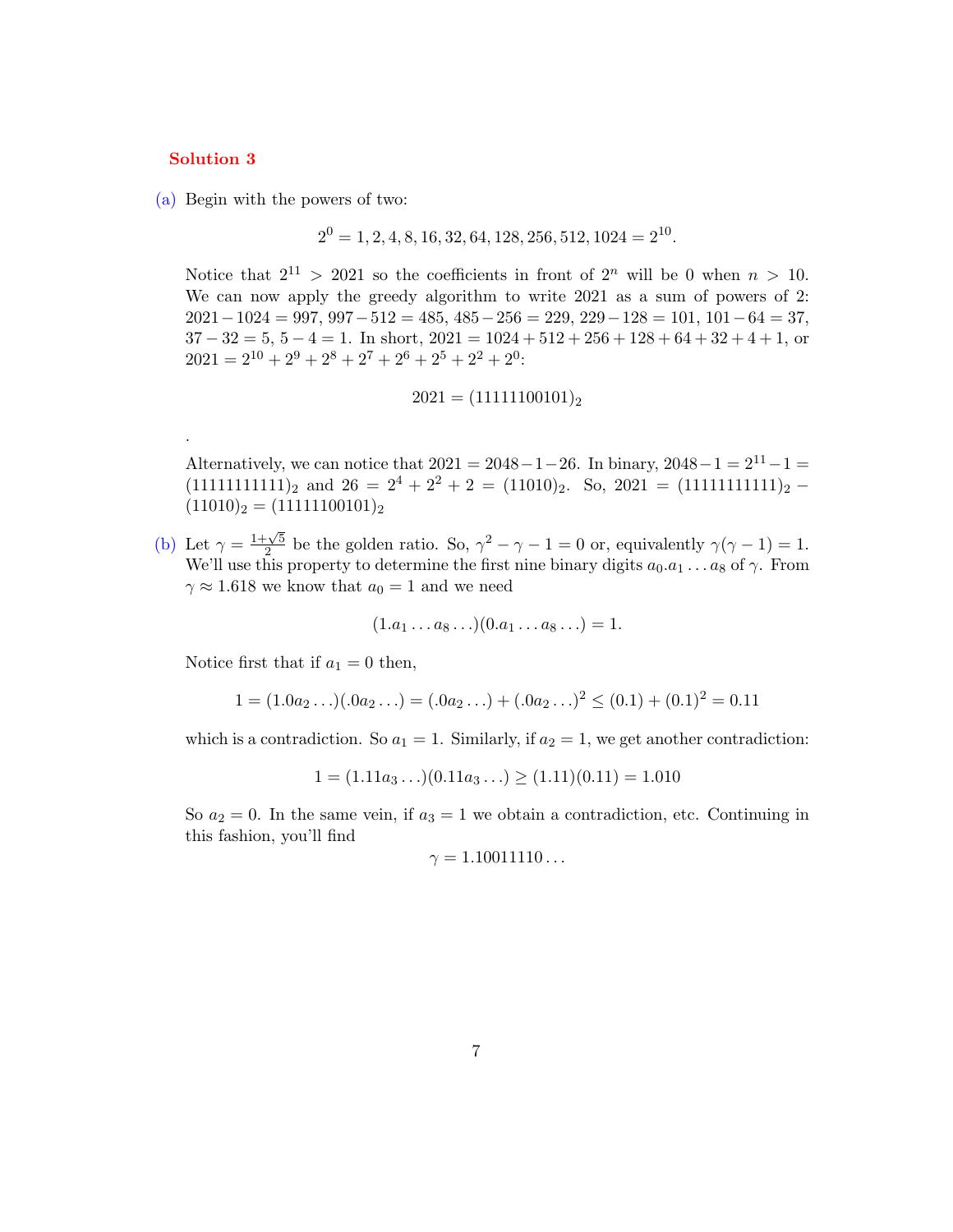**Solution 3**

(a) Begin with the powers of two:

$$2^0 = 1, 2, 4, 8, 16, 32, 64, 128, 256, 512, 1024 = 2^{10}.$$

Notice that $2^{11} > 2021$ so the coefficients in front of $2^n$ will be 0 when $n > 10$. We can now apply the greedy algorithm to write 2021 as a sum of powers of 2: $2021 - 1024 = 997$, $997 - 512 = 485$, $485 - 256 = 229$, $229 - 128 = 101$, $101 - 64 = 37$, $37 - 32 = 5$, $5 - 4 = 1$. In short, $2021 = 1024 + 512 + 256 + 128 + 64 + 32 + 4 + 1$, or $2021 = 2^{10} + 2^9 + 2^8 + 2^7 + 2^6 + 2^5 + 2^2 + 2^0$:

$$2021 = (11111100101)_2$$

.

Alternatively, we can notice that $2021 = 2048 - 1 - 26$. In binary, $2048 - 1 = 2^{11} - 1 = (11111111111)_2$ and $26 = 2^4 + 2^2 + 2 = (11010)_2$. So, $2021 = (11111111111)_2 - (11010)_2 = (11111100101)_2$

(b) Let $\gamma = \frac{1+\sqrt{5}}{2}$ be the golden ratio. So, $\gamma^2 - \gamma - 1 = 0$ or, equivalently $\gamma(\gamma - 1) = 1$. We'll use this property to determine the first nine binary digits $a_0.a_1 \ldots a_8$ of $\gamma$. From $\gamma \approx 1.618$ we know that $a_0 = 1$ and we need

$$(1.a_1 \ldots a_8 \ldots)(0.a_1 \ldots a_8 \ldots) = 1.$$

Notice first that if $a_1 = 0$ then,

$$1 = (1.0a_2 \ldots)(.0a_2 \ldots) = (.0a_2 \ldots) + (.0a_2 \ldots)^2 \leq (0.1) + (0.1)^2 = 0.11$$

which is a contradiction. So $a_1 = 1$. Similarly, if $a_2 = 1$, we get another contradiction:

$$1 = (1.11a_3 \ldots)(0.11a_3 \ldots) \geq (1.11)(0.11) = 1.010$$

So $a_2 = 0$. In the same vein, if $a_3 = 1$ we obtain a contradiction, etc. Continuing in this fashion, you'll find

$$\gamma = 1.10011110 \ldots$$